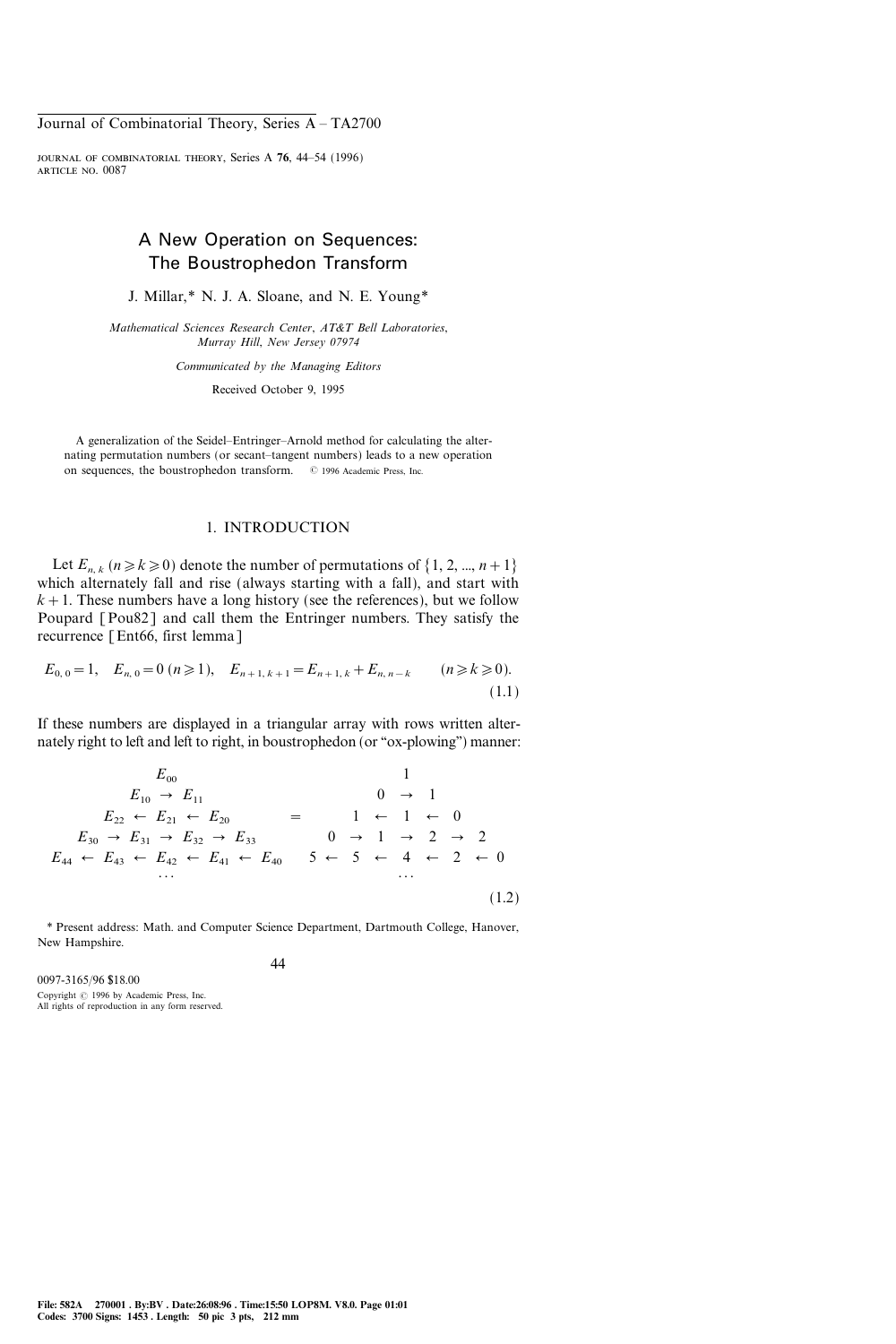# A New Operation on Sequences: The Boustrophedon Transform

J. Millar,* N. J. A. Sloane, and N. E. Young*

*Mathematical Sciences Research Center, AT&T Bell Laboratories, Murray Hill, New Jersey 07974*

*Communicated by the Managing Editors*

Received October 9, 1995

A generalization of the Seidel–Entringer–Arnold method for calculating the alternating permutation numbers (or secant–tangent numbers) leads to a new operation on sequences, the boustrophedon transform. © 1996 Academic Press, Inc.

## 1. INTRODUCTION

Let $E_{n,k}$ ($n \geqslant k \geqslant 0$) denote the number of permutations of $\{1, 2, ..., n+1\}$ which alternately fall and rise (always starting with a fall), and start with $k+1$. These numbers have a long history (see the references), but we follow Poupard [Pou82] and call them the Entringer numbers. They satisfy the recurrence [Ent66, first lemma]

$$E_{0,0} = 1, \quad E_{n,0} = 0 \ (n \geqslant 1), \quad E_{n+1,k+1} = E_{n+1,k} + E_{n,n-k} \qquad (n \geqslant k \geqslant 0). \tag{1.1}$$

If these numbers are displayed in a triangular array with rows written alternately right to left and left to right, in boustrophedon (or "ox-plowing") manner:

$$\begin{array}{ccccccccc}
 & & & & E_{00} & & & & \\
 & & & E_{10} & \rightarrow & E_{11} & & & \\
 & & E_{22} & \leftarrow & E_{21} & \leftarrow & E_{20} & & \\
 & E_{30} & \rightarrow & E_{31} & \rightarrow & E_{32} & \rightarrow & E_{33} & \\
E_{44} & \leftarrow & E_{43} & \leftarrow & E_{42} & \leftarrow & E_{41} & \leftarrow & E_{40} \\
 & & & & \cdots & & & &
\end{array}
\quad = \quad
\begin{array}{ccccccccc}
 & & & & 1 & & & & \\
 & & & 0 & \rightarrow & 1 & & & \\
 & & 1 & \leftarrow & 1 & \leftarrow & 0 & & \\
 & 0 & \rightarrow & 1 & \rightarrow & 2 & \rightarrow & 2 & \\
5 & \leftarrow & 5 & \leftarrow & 4 & \leftarrow & 2 & \leftarrow & 0 \\
 & & & & \cdots & & & &
\end{array}
\tag{1.2}$$

\* Present address: Math. and Computer Science Department, Dartmouth College, Hanover, New Hampshire.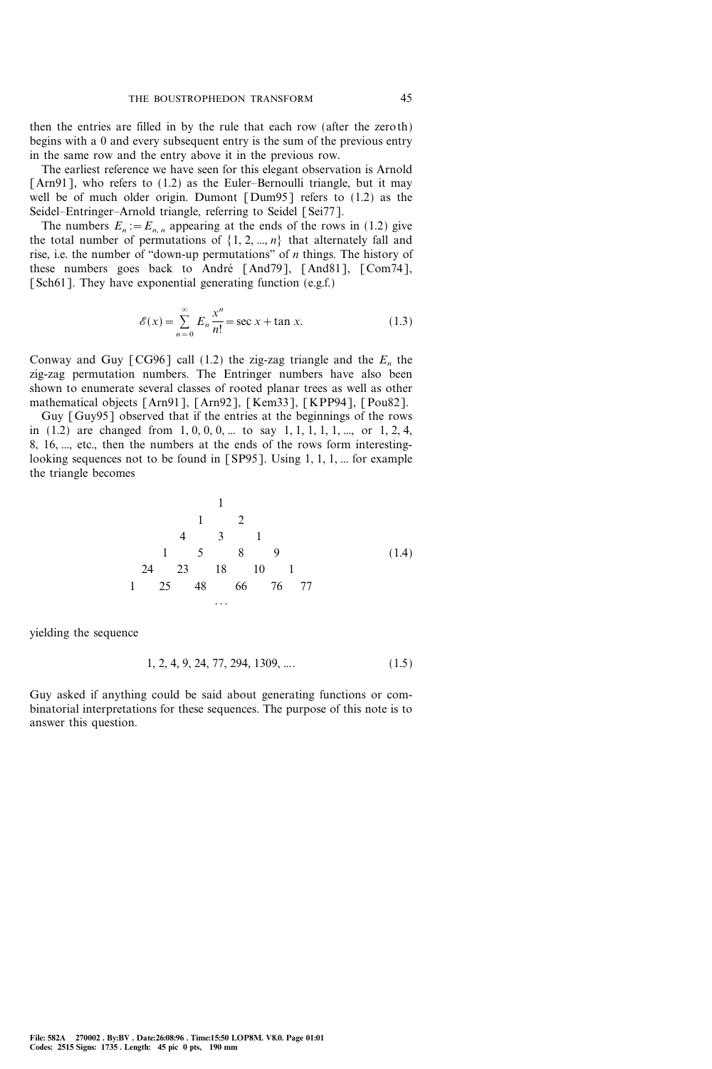then the entries are filled in by the rule that each row (after the zeroth) begins with a 0 and every subsequent entry is the sum of the previous entry in the same row and the entry above it in the previous row.

The earliest reference we have seen for this elegant observation is Arnold [Arn91], who refers to (1.2) as the Euler–Bernoulli triangle, but it may well be of much older origin. Dumont [Dum95] refers to (1.2) as the Seidel–Entringer–Arnold triangle, referring to Seidel [Sei77].

The numbers $E_n := E_{n,n}$ appearing at the ends of the rows in (1.2) give the total number of permutations of $\{1, 2, ..., n\}$ that alternately fall and rise, i.e. the number of "down-up permutations" of $n$ things. The history of these numbers goes back to André [And79], [And81], [Com74], [Sch61]. They have exponential generating function (e.g.f.)

$$\mathscr{E}(x) = \sum_{n=0}^{\infty} E_n \frac{x^n}{n!} = \sec x + \tan x. \tag{1.3}$$

Conway and Guy [CG96] call (1.2) the zig-zag triangle and the $E_n$ the zig-zag permutation numbers. The Entringer numbers have also been shown to enumerate several classes of rooted planar trees as well as other mathematical objects [Arn91], [Arn92], [Kem33], [KPP94], [Pou82].

Guy [Guy95] observed that if the entries at the beginnings of the rows in (1.2) are changed from 1, 0, 0, 0, ... to say 1, 1, 1, 1, 1, ..., or 1, 2, 4, 8, 16, ..., etc., then the numbers at the ends of the rows form interesting-looking sequences not to be found in [SP95]. Using 1, 1, 1, ... for example the triangle becomes

$$\begin{array}{ccccccccccc}
 & & & & & 1 & & & & & \\
 & & & & 1 & & 2 & & & & \\
 & & & 4 & & 3 & & 1 & & & \\
 & & 1 & & 5 & & 8 & & 9 & & \\
 & 24 & & 23 & & 18 & & 10 & & 1 & \\
1 & & 25 & & 48 & & 66 & & 76 & & 77 \\
 & & & & & \cdots & & & & &
\end{array} \tag{1.4}$$

yielding the sequence

$$1, 2, 4, 9, 24, 77, 294, 1309, .... \tag{1.5}$$

Guy asked if anything could be said about generating functions or combinatorial interpretations for these sequences. The purpose of this note is to answer this question.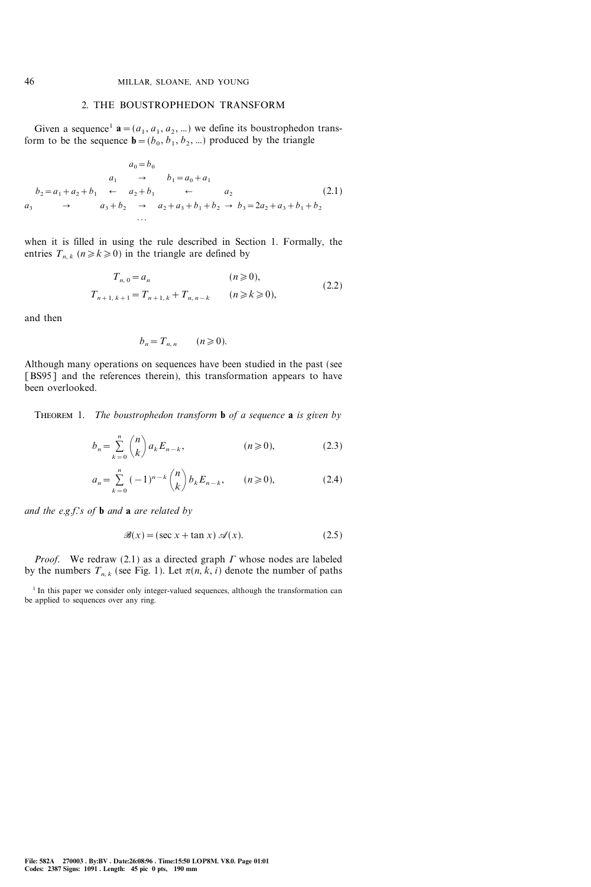## 2. THE BOUSTROPHEDON TRANSFORM

Given a sequence[1] $\mathbf{a} = (a_1, a_1, a_2, \ldots)$ we define its boustrophedon transform to be the sequence $\mathbf{b} = (b_0, b_1, b_2, \ldots)$ produced by the triangle

$$
\begin{array}{ccccccc}
 & & a_0 = b_0 & & & & \\
 & & a_1 & \rightarrow & b_1 = a_0 + a_1 & & \\
b_2 = a_1 + a_2 + b_1 & \leftarrow & a_2 + b_1 & \leftarrow & a_2 & & \\
a_3 & \rightarrow & a_3 + b_2 & \rightarrow & a_2 + a_3 + b_1 + b_2 & \rightarrow & b_3 = 2a_2 + a_3 + b_1 + b_2 \\
 & & \cdots & & & &
\end{array}
\tag{2.1}
$$

when it is filled in using the rule described in Section 1. Formally, the entries $T_{n,k}$ $(n \geqslant k \geqslant 0)$ in the triangle are defined by

$$
\begin{aligned}
T_{n,0} &= a_n & (n \geqslant 0), \\
T_{n+1,k+1} &= T_{n+1,k} + T_{n,n-k} & (n \geqslant k \geqslant 0),
\end{aligned}
\tag{2.2}
$$

and then

$$b_n = T_{n,n} \qquad (n \geqslant 0).$$

Although many operations on sequences have been studied in the past (see [BS95] and the references therein), this transformation appears to have been overlooked.

THEOREM 1. *The boustrophedon transform* $\mathbf{b}$ *of a sequence* $\mathbf{a}$ *is given by*

$$b_n = \sum_{k=0}^{n} \binom{n}{k} a_k E_{n-k}, \qquad (n \geqslant 0), \tag{2.3}$$

$$a_n = \sum_{k=0}^{n} (-1)^{n-k} \binom{n}{k} b_k E_{n-k}, \qquad (n \geqslant 0), \tag{2.4}$$

*and the e.g.f.'s of* $\mathbf{b}$ *and* $\mathbf{a}$ *are related by*

$$\mathscr{B}(x) = (\sec x + \tan x)\, \mathscr{A}(x). \tag{2.5}$$

*Proof.* We redraw (2.1) as a directed graph $\Gamma$ whose nodes are labeled by the numbers $T_{n,k}$ (see Fig. 1). Let $\pi(n, k, i)$ denote the number of paths

[1] In this paper we consider only integer-valued sequences, although the transformation can be applied to sequences over any ring.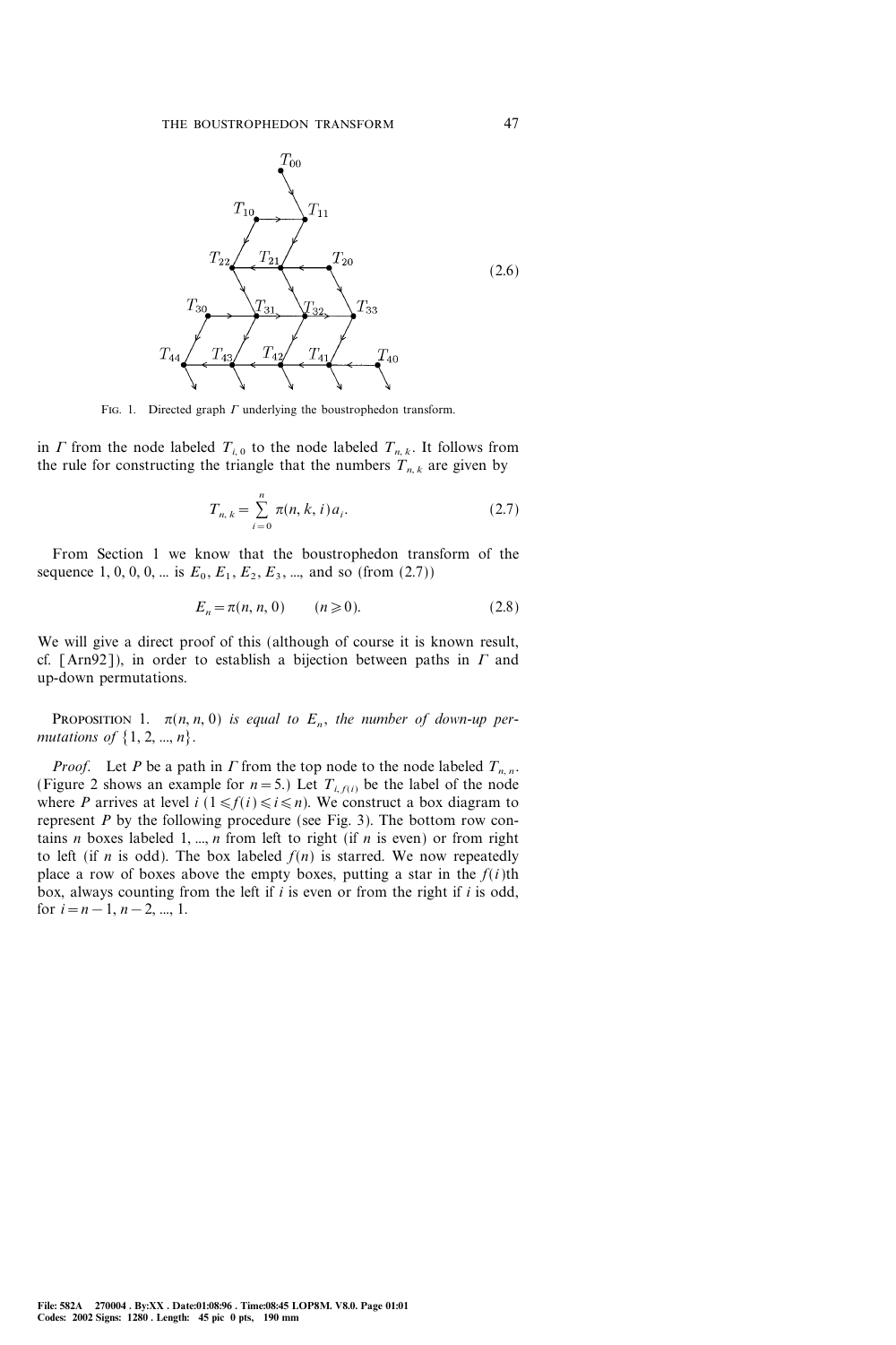$$T_{00}$$

$$\begin{array}{c} \text{(2.6)} \end{array}$$

FIG. 1. Directed graph $\Gamma$ underlying the boustrophedon transform.

in $\Gamma$ from the node labeled $T_{i,0}$ to the node labeled $T_{n,k}$. It follows from the rule for constructing the triangle that the numbers $T_{n,k}$ are given by

$$T_{n,k} = \sum_{i=0}^{n} \pi(n, k, i) a_i. \tag{2.7}$$

From Section 1 we know that the boustrophedon transform of the sequence 1, 0, 0, 0, ... is $E_0, E_1, E_2, E_3, \ldots$, and so (from (2.7))

$$E_n = \pi(n, n, 0) \qquad (n \geqslant 0). \tag{2.8}$$

We will give a direct proof of this (although of course it is known result, cf. [Arn92]), in order to establish a bijection between paths in $\Gamma$ and up-down permutations.

PROPOSITION 1. *$\pi(n, n, 0)$ is equal to $E_n$, the number of down-up permutations of $\{1, 2, \ldots, n\}$.*

*Proof.* Let $P$ be a path in $\Gamma$ from the top node to the node labeled $T_{n,n}$. (Figure 2 shows an example for $n = 5$.) Let $T_{i,f(i)}$ be the label of the node where $P$ arrives at level $i$ $(1 \leqslant f(i) \leqslant i \leqslant n)$. We construct a box diagram to represent $P$ by the following procedure (see Fig. 3). The bottom row contains $n$ boxes labeled $1, \ldots, n$ from left to right (if $n$ is even) or from right to left (if $n$ is odd). The box labeled $f(n)$ is starred. We now repeatedly place a row of boxes above the empty boxes, putting a star in the $f(i)$th box, always counting from the left if $i$ is even or from the right if $i$ is odd, for $i = n-1, n-2, \ldots, 1$.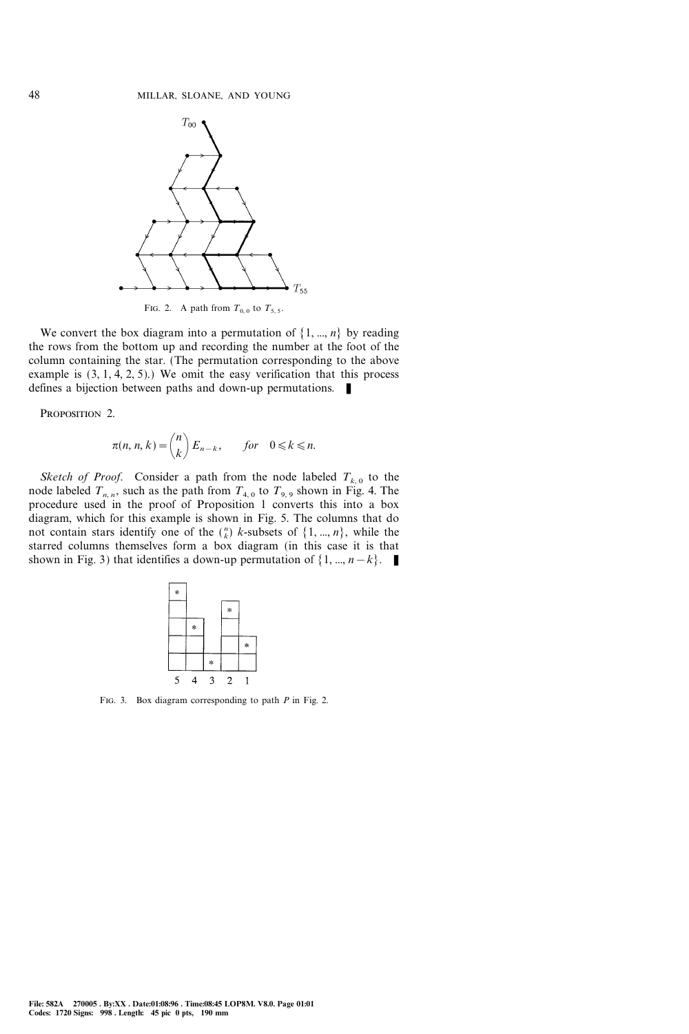FIG. 2. A path from $T_{0,0}$ to $T_{5,5}$.

We convert the box diagram into a permutation of $\{1, ..., n\}$ by reading the rows from the bottom up and recording the number at the foot of the column containing the star. (The permutation corresponding to the above example is $(3, 1, 4, 2, 5)$.) We omit the easy verification that this process defines a bijection between paths and down-up permutations. ∎

PROPOSITION 2.

$$\pi(n, n, k) = \binom{n}{k} E_{n-k}, \qquad \textit{for} \quad 0 \leqslant k \leqslant n.$$

*Sketch of Proof.* Consider a path from the node labeled $T_{k,0}$ to the node labeled $T_{n,n}$, such as the path from $T_{4,0}$ to $T_{9,9}$ shown in Fig. 4. The procedure used in the proof of Proposition 1 converts this into a box diagram, which for this example is shown in Fig. 5. The columns that do not contain stars identify one of the $\binom{n}{k}$ $k$-subsets of $\{1, ..., n\}$, while the starred columns themselves form a box diagram (in this case it is that shown in Fig. 3) that identifies a down-up permutation of $\{1, ..., n-k\}$. ∎

FIG. 3. Box diagram corresponding to path $P$ in Fig. 2.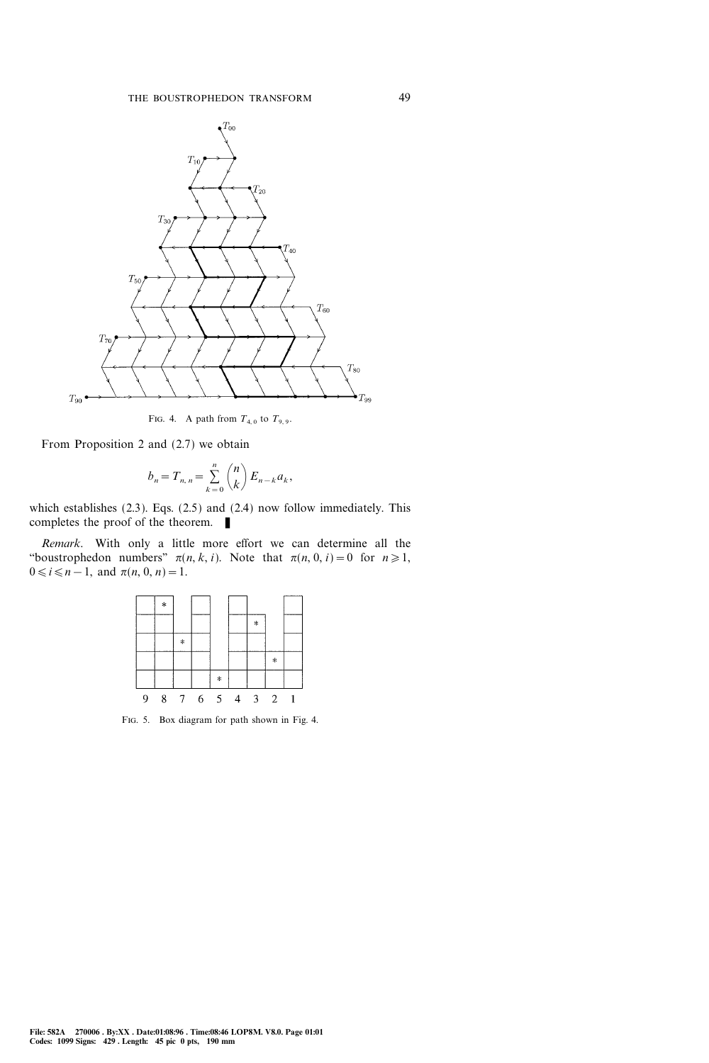FIG. 4. A path from $T_{4,0}$ to $T_{9,9}$.

From Proposition 2 and (2.7) we obtain

$$b_n = T_{n,n} = \sum_{k=0}^{n} \binom{n}{k} E_{n-k} a_k,$$

which establishes (2.3). Eqs. (2.5) and (2.4) now follow immediately. This completes the proof of the theorem. ∎

*Remark*. With only a little more effort we can determine all the "boustrophedon numbers" $\pi(n, k, i)$. Note that $\pi(n, 0, i) = 0$ for $n \geqslant 1$, $0 \leqslant i \leqslant n-1$, and $\pi(n, 0, n) = 1$.

FIG. 5. Box diagram for path shown in Fig. 4.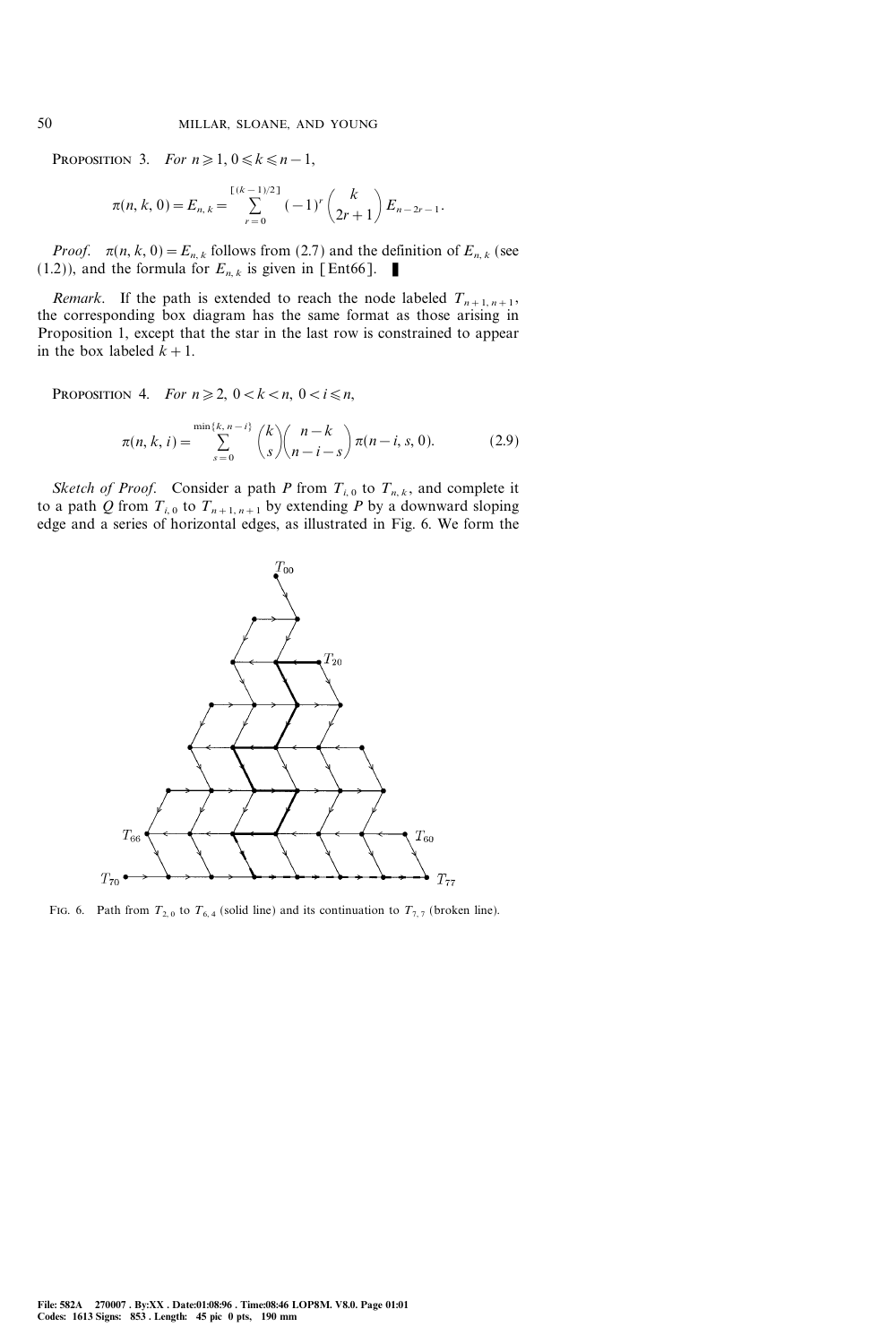**Proposition 3.** *For $n \geqslant 1$, $0 \leqslant k \leqslant n-1$,*

$$\pi(n, k, 0) = E_{n,k} = \sum_{r=0}^{[(k-1)/2]} (-1)^r \binom{k}{2r+1} E_{n-2r-1}.$$

*Proof.* $\pi(n, k, 0) = E_{n,k}$ follows from (2.7) and the definition of $E_{n,k}$ (see (1.2)), and the formula for $E_{n,k}$ is given in [Ent66]. ∎

*Remark.* If the path is extended to reach the node labeled $T_{n+1,n+1}$, the corresponding box diagram has the same format as those arising in Proposition 1, except that the star in the last row is constrained to appear in the box labeled $k+1$.

**Proposition 4.** *For $n \geqslant 2$, $0 < k < n$, $0 < i \leqslant n$,*

$$\pi(n, k, i) = \sum_{s=0}^{\min\{k, n-i\}} \binom{k}{s} \binom{n-k}{n-i-s} \pi(n-i, s, 0). \tag{2.9}$$

*Sketch of Proof.* Consider a path $P$ from $T_{i,0}$ to $T_{n,k}$, and complete it to a path $Q$ from $T_{i,0}$ to $T_{n+1,n+1}$ by extending $P$ by a downward sloping edge and a series of horizontal edges, as illustrated in Fig. 6. We form the

FIG. 6. Path from $T_{2,0}$ to $T_{6,4}$ (solid line) and its continuation to $T_{7,7}$ (broken line).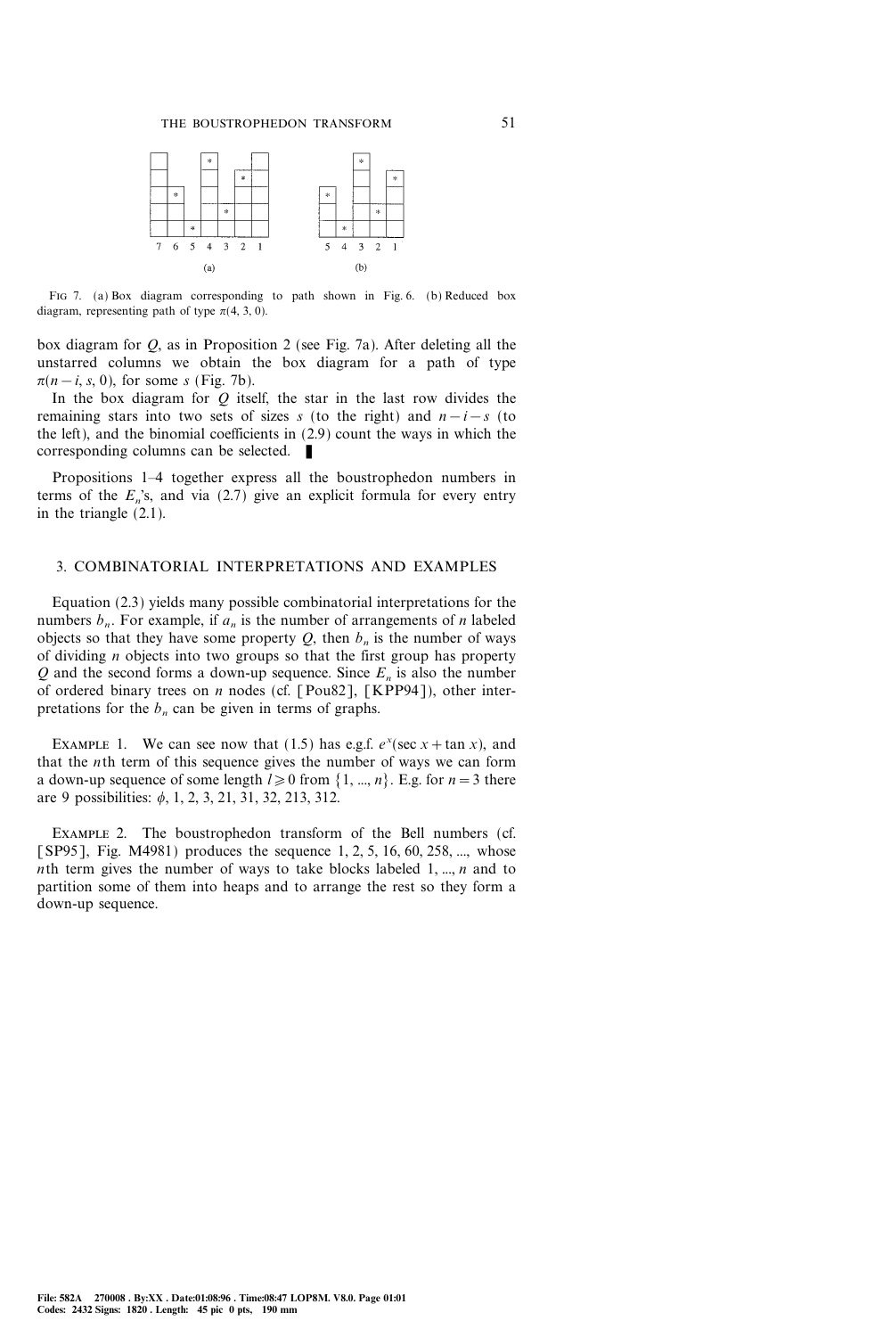FIG 7. (a) Box diagram corresponding to path shown in Fig. 6. (b) Reduced box diagram, representing path of type $\pi(4, 3, 0)$.

box diagram for $Q$, as in Proposition 2 (see Fig. 7a). After deleting all the unstarred columns we obtain the box diagram for a path of type $\pi(n-i, s, 0)$, for some $s$ (Fig. 7b).

In the box diagram for $Q$ itself, the star in the last row divides the remaining stars into two sets of sizes $s$ (to the right) and $n-i-s$ (to the left), and the binomial coefficients in (2.9) count the ways in which the corresponding columns can be selected. ∎

Propositions 1–4 together express all the boustrophedon numbers in terms of the $E_n$'s, and via (2.7) give an explicit formula for every entry in the triangle (2.1).

## 3. COMBINATORIAL INTERPRETATIONS AND EXAMPLES

Equation (2.3) yields many possible combinatorial interpretations for the numbers $b_n$. For example, if $a_n$ is the number of arrangements of $n$ labeled objects so that they have some property $Q$, then $b_n$ is the number of ways of dividing $n$ objects into two groups so that the first group has property $Q$ and the second forms a down-up sequence. Since $E_n$ is also the number of ordered binary trees on $n$ nodes (cf. [Pou82], [KPP94]), other interpretations for the $b_n$ can be given in terms of graphs.

EXAMPLE 1. We can see now that (1.5) has e.g.f. $e^x(\sec x + \tan x)$, and that the $n$th term of this sequence gives the number of ways we can form a down-up sequence of some length $l \geqslant 0$ from $\{1, ..., n\}$. E.g. for $n = 3$ there are 9 possibilities: $\phi$, 1, 2, 3, 21, 31, 32, 213, 312.

EXAMPLE 2. The boustrophedon transform of the Bell numbers (cf. [SP95], Fig. M4981) produces the sequence 1, 2, 5, 16, 60, 258, ..., whose $n$th term gives the number of ways to take blocks labeled 1, ..., $n$ and to partition some of them into heaps and to arrange the rest so they form a down-up sequence.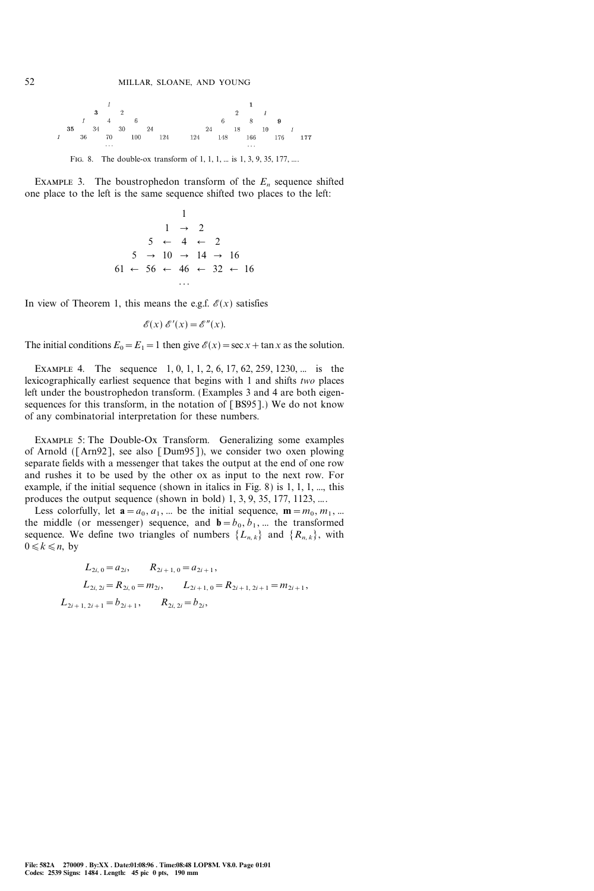$$
\begin{array}{ccccccccccccccc}
 & & & & \mathit{1} & & & & & & & & \mathbf{1} & & \\
 & & & \mathbf{3} & & 2 & & & & & & 2 & & \mathit{1} & \\
 & & \mathit{1} & & 4 & & 6 & & & & 6 & & 8 & & \mathbf{9} \\
 & \mathbf{35} & & 34 & & 30 & & 24 & & 24 & & 18 & & 10 & & \mathit{1} \\
\mathit{1} & & 36 & & 70 & & 100 & & 124 & \;\; 124 & & 148 & & 166 & & 176 & & \mathbf{177} \\
 & & & & \ldots & & & & & & & & \ldots & &
\end{array}
$$

FIG. 8. The double-ox transform of 1, 1, 1, ... is 1, 3, 9, 35, 177, ....

EXAMPLE 3. The boustrophedon transform of the $E_n$ sequence shifted one place to the left is the same sequence shifted two places to the left:

$$
\begin{array}{ccccccccc}
 & & & & 1 & & & & \\
 & & & 1 & \rightarrow & 2 & & & \\
 & & 5 & \leftarrow & 4 & \leftarrow & 2 & & \\
 & 5 & \rightarrow & 10 & \rightarrow & 14 & \rightarrow & 16 & \\
61 & \leftarrow & 56 & \leftarrow & 46 & \leftarrow & 32 & \leftarrow & 16 \\
 & & & & \ldots & & & &
\end{array}
$$

In view of Theorem 1, this means the e.g.f. $\mathscr{E}(x)$ satisfies

$$\mathscr{E}(x)\,\mathscr{E}'(x) = \mathscr{E}''(x).$$

The initial conditions $E_0 = E_1 = 1$ then give $\mathscr{E}(x) = \sec x + \tan x$ as the solution.

EXAMPLE 4. The sequence 1, 0, 1, 1, 2, 6, 17, 62, 259, 1230, ... is the lexicographically earliest sequence that begins with 1 and shifts *two* places left under the boustrophedon transform. (Examples 3 and 4 are both eigen-sequences for this transform, in the notation of [BS95].) We do not know of any combinatorial interpretation for these numbers.

EXAMPLE 5: The Double-Ox Transform. Generalizing some examples of Arnold ([Arn92], see also [Dum95]), we consider two oxen plowing separate fields with a messenger that takes the output at the end of one row and rushes it to be used by the other ox as input to the next row. For example, if the initial sequence (shown in italics in Fig. 8) is 1, 1, 1, ..., this produces the output sequence (shown in bold) 1, 3, 9, 35, 177, 1123, ....

Less colorfully, let $\mathbf{a} = a_0, a_1, \ldots$ be the initial sequence, $\mathbf{m} = m_0, m_1, \ldots$ the middle (or messenger) sequence, and $\mathbf{b} = b_0, b_1, \ldots$ the transformed sequence. We define two triangles of numbers $\{L_{n,k}\}$ and $\{R_{n,k}\}$, with $0 \leqslant k \leqslant n$, by

$$
\begin{aligned}
&L_{2i,0} = a_{2i}, \qquad R_{2i+1,0} = a_{2i+1}, \\
&L_{2i,2i} = R_{2i,0} = m_{2i}, \qquad L_{2i+1,0} = R_{2i+1,2i+1} = m_{2i+1}, \\
&L_{2i+1,2i+1} = b_{2i+1}, \qquad R_{2i,2i} = b_{2i},
\end{aligned}
$$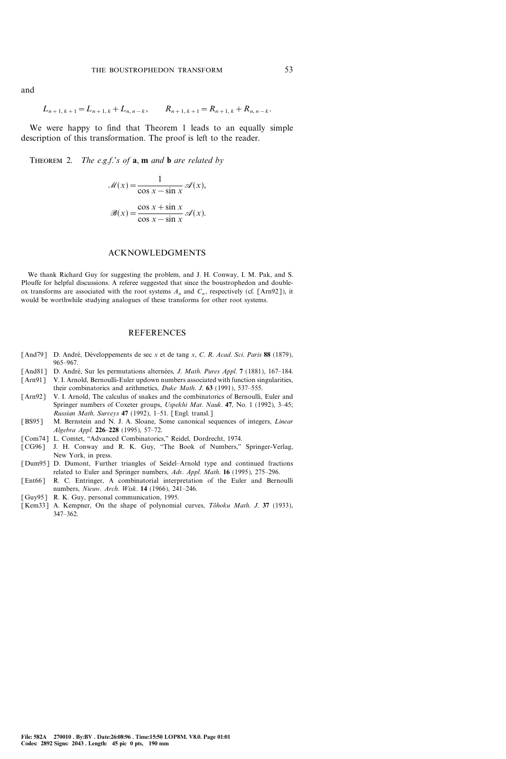and

$$L_{n+1,\,k+1} = L_{n+1,\,k} + L_{n,\,n-k}, \qquad R_{n+1,\,k+1} = R_{n+1,\,k} + R_{n,\,n-k}.$$

We were happy to find that Theorem 1 leads to an equally simple description of this transformation. The proof is left to the reader.

THEOREM 2. *The e.g.f.'s of* **a**, **m** *and* **b** *are related by*

$$\mathscr{M}(x) = \frac{1}{\cos x - \sin x}\,\mathscr{A}(x),$$

$$\mathscr{B}(x) = \frac{\cos x + \sin x}{\cos x - \sin x}\,\mathscr{A}(x).$$

## ACKNOWLEDGMENTS

We thank Richard Guy for suggesting the problem, and J. H. Conway, I. M. Pak, and S. Plouffe for helpful discussions. A referee suggested that since the boustrophedon and double-ox transforms are associated with the root systems $A_n$ and $C_n$, respectively (cf. [Arn92]), it would be worthwhile studying analogues of these transforms for other root systems.

## REFERENCES

- [And79] D. André, Développements de sec $x$ et de tang $x$, *C. R. Acad. Sci. Paris* **88** (1879), 965–967.
- [And81] D. André, Sur les permutations alternées, *J. Math. Pures Appl.* **7** (1881), 167–184.
- [Arn91] V. I. Arnold, Bernoulli-Euler updown numbers associated with function singularities, their combinatorics and arithmetics, *Duke Math. J.* **63** (1991), 537–555.
- [Arn92] V. I. Arnold, The calculus of snakes and the combinatorics of Bernoulli, Euler and Springer numbers of Coxeter groups, *Uspekhi Mat. Nauk*. **47**, No. 1 (1992), 3–45; *Russian Math. Surveys* **47** (1992), 1–51. [Engl. transl.]
- [BS95] M. Bernstein and N. J. A. Sloane, Some canonical sequences of integers, *Linear Algebra Appl.* **226–228** (1995), 57–72.
- [Com74] L. Comtet, "Advanced Combinatorics," Reidel, Dordrecht, 1974.
- [CG96] J. H. Conway and R. K. Guy, "The Book of Numbers," Springer-Verlag, New York, in press.
- [Dum95] D. Dumont, Further triangles of Seidel–Arnold type and continued fractions related to Euler and Springer numbers, *Adv. Appl. Math.* **16** (1995), 275–296.
- [Ent66] R. C. Entringer, A combinatorial interpretation of the Euler and Bernoulli numbers, *Nieuw. Arch. Wisk.* **14** (1966), 241–246.
- [Guy95] R. K. Guy, personal communication, 1995.
- [Kem33] A. Kempner, On the shape of polynomial curves, *Tôhoku Math. J.* **37** (1933), 347–362.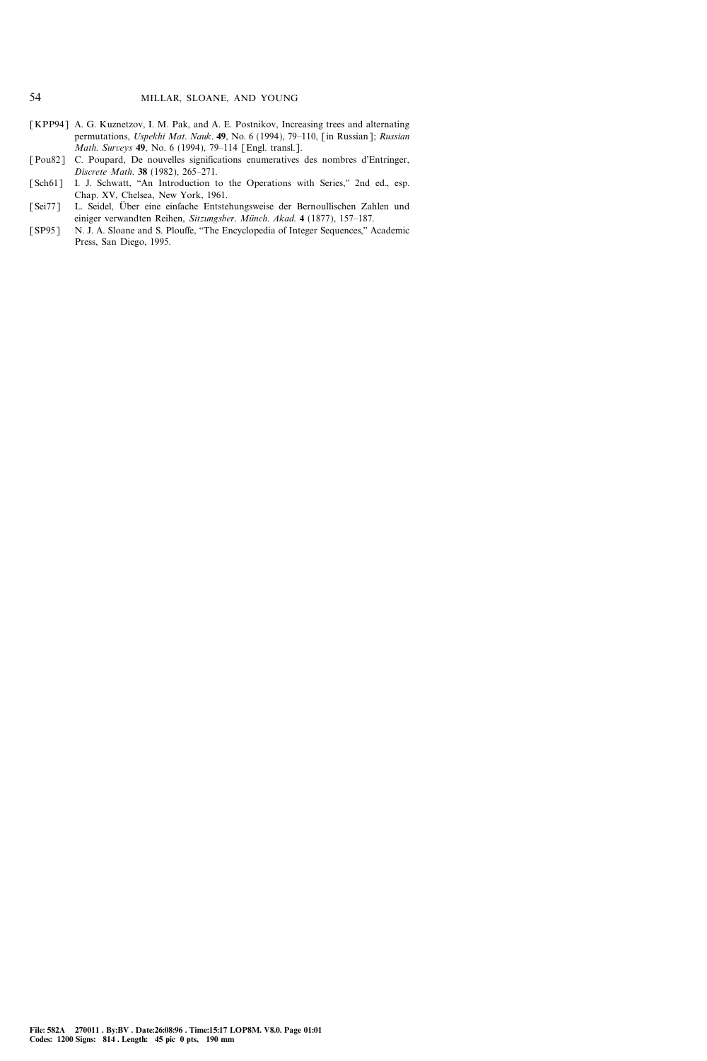[KPP94] A. G. Kuznetzov, I. M. Pak, and A. E. Postnikov, Increasing trees and alternating permutations, *Uspekhi Mat. Nauk*. **49**, No. 6 (1994), 79–110, [in Russian]; *Russian Math. Surveys* **49**, No. 6 (1994), 79–114 [Engl. transl.].

[Pou82] C. Poupard, De nouvelles significations enumeratives des nombres d'Entringer, *Discrete Math*. **38** (1982), 265–271.

[Sch61] I. J. Schwatt, "An Introduction to the Operations with Series," 2nd ed., esp. Chap. XV, Chelsea, New York, 1961.

[Sei77] L. Seidel, Über eine einfache Entstehungsweise der Bernoullischen Zahlen und einiger verwandten Reihen, *Sitzungsber. Münch. Akad.* **4** (1877), 157–187.

[SP95] N. J. A. Sloane and S. Plouffe, "The Encyclopedia of Integer Sequences," Academic Press, San Diego, 1995.